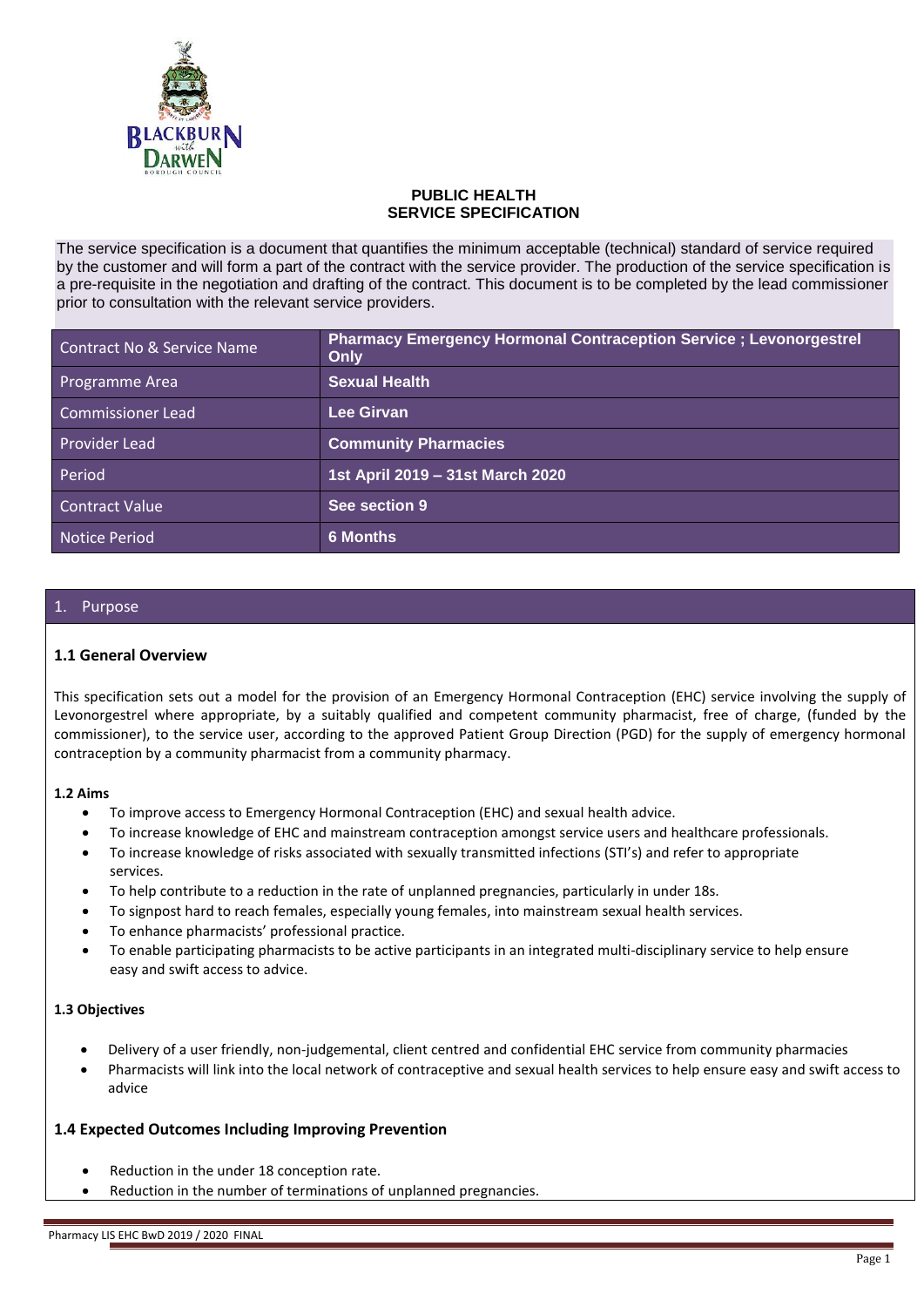**PUBLIC HEALTH**
**SERVICE SPECIFICATION**

The service specification is a document that quantifies the minimum acceptable (technical) standard of service required by the customer and will form a part of the contract with the service provider. The production of the service specification is a pre-requisite in the negotiation and drafting of the contract. This document is to be completed by the lead commissioner prior to consultation with the relevant service providers.

| | |
|---|---|
| Contract No & Service Name | **Pharmacy Emergency Hormonal Contraception Service ; Levonorgestrel Only** |
| Programme Area | **Sexual Health** |
| Commissioner Lead | **Lee Girvan** |
| Provider Lead | **Community Pharmacies** |
| Period | **1st April 2019 – 31st March 2020** |
| Contract Value | **See section 9** |
| Notice Period | **6 Months** |

## 1. Purpose

### 1.1 General Overview

This specification sets out a model for the provision of an Emergency Hormonal Contraception (EHC) service involving the supply of Levonorgestrel where appropriate, by a suitably qualified and competent community pharmacist, free of charge, (funded by the commissioner), to the service user, according to the approved Patient Group Direction (PGD) for the supply of emergency hormonal contraception by a community pharmacist from a community pharmacy.

#### 1.2 Aims

- To improve access to Emergency Hormonal Contraception (EHC) and sexual health advice.
- To increase knowledge of EHC and mainstream contraception amongst service users and healthcare professionals.
- To increase knowledge of risks associated with sexually transmitted infections (STI's) and refer to appropriate services.
- To help contribute to a reduction in the rate of unplanned pregnancies, particularly in under 18s.
- To signpost hard to reach females, especially young females, into mainstream sexual health services.
- To enhance pharmacists' professional practice.
- To enable participating pharmacists to be active participants in an integrated multi-disciplinary service to help ensure easy and swift access to advice.

#### 1.3 Objectives

- Delivery of a user friendly, non-judgemental, client centred and confidential EHC service from community pharmacies
- Pharmacists will link into the local network of contraceptive and sexual health services to help ensure easy and swift access to advice

### 1.4 Expected Outcomes Including Improving Prevention

- Reduction in the under 18 conception rate.
- Reduction in the number of terminations of unplanned pregnancies.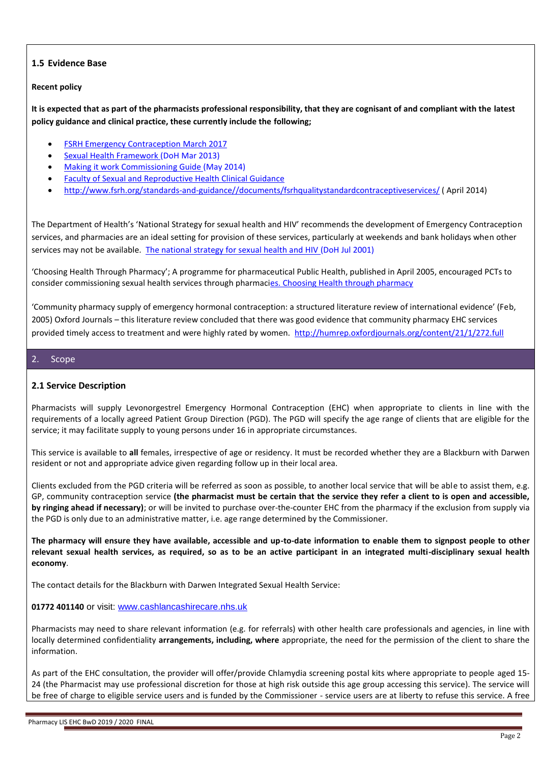### 1.5 Evidence Base

**Recent policy**

**It is expected that as part of the pharmacists professional responsibility, that they are cognisant of and compliant with the latest policy guidance and clinical practice, these currently include the following;**

- FSRH Emergency Contraception March 2017
- Sexual Health Framework (DoH Mar 2013)
- Making it work Commissioning Guide (May 2014)
- Faculty of Sexual and Reproductive Health Clinical Guidance
- http://www.fsrh.org/standards-and-guidance//documents/fsrhqualitystandardcontraceptiveservices/ ( April 2014)

The Department of Health's 'National Strategy for sexual health and HIV' recommends the development of Emergency Contraception services, and pharmacies are an ideal setting for provision of these services, particularly at weekends and bank holidays when other services may not be available. The national strategy for sexual health and HIV (DoH Jul 2001)

'Choosing Health Through Pharmacy'; A programme for pharmaceutical Public Health, published in April 2005, encouraged PCTs to consider commissioning sexual health services through pharmacies. Choosing Health through pharmacy

'Community pharmacy supply of emergency hormonal contraception: a structured literature review of international evidence' (Feb, 2005) Oxford Journals – this literature review concluded that there was good evidence that community pharmacy EHC services provided timely access to treatment and were highly rated by women. http://humrep.oxfordjournals.org/content/21/1/272.full

## 2. Scope

### 2.1 Service Description

Pharmacists will supply Levonorgestrel Emergency Hormonal Contraception (EHC) when appropriate to clients in line with the requirements of a locally agreed Patient Group Direction (PGD). The PGD will specify the age range of clients that are eligible for the service; it may facilitate supply to young persons under 16 in appropriate circumstances.

This service is available to **all** females, irrespective of age or residency. It must be recorded whether they are a Blackburn with Darwen resident or not and appropriate advice given regarding follow up in their local area.

Clients excluded from the PGD criteria will be referred as soon as possible, to another local service that will be able to assist them, e.g. GP, community contraception service **(the pharmacist must be certain that the service they refer a client to is open and accessible, by ringing ahead if necessary)**; or will be invited to purchase over-the-counter EHC from the pharmacy if the exclusion from supply via the PGD is only due to an administrative matter, i.e. age range determined by the Commissioner.

**The pharmacy will ensure they have available, accessible and up-to-date information to enable them to signpost people to other relevant sexual health services, as required, so as to be an active participant in an integrated multi-disciplinary sexual health economy**.

The contact details for the Blackburn with Darwen Integrated Sexual Health Service:

**01772 401140** or visit: www.cashlancashirecare.nhs.uk

Pharmacists may need to share relevant information (e.g. for referrals) with other health care professionals and agencies, in line with locally determined confidentiality **arrangements, including, where** appropriate, the need for the permission of the client to share the information.

As part of the EHC consultation, the provider will offer/provide Chlamydia screening postal kits where appropriate to people aged 15-24 (the Pharmacist may use professional discretion for those at high risk outside this age group accessing this service). The service will be free of charge to eligible service users and is funded by the Commissioner - service users are at liberty to refuse this service. A free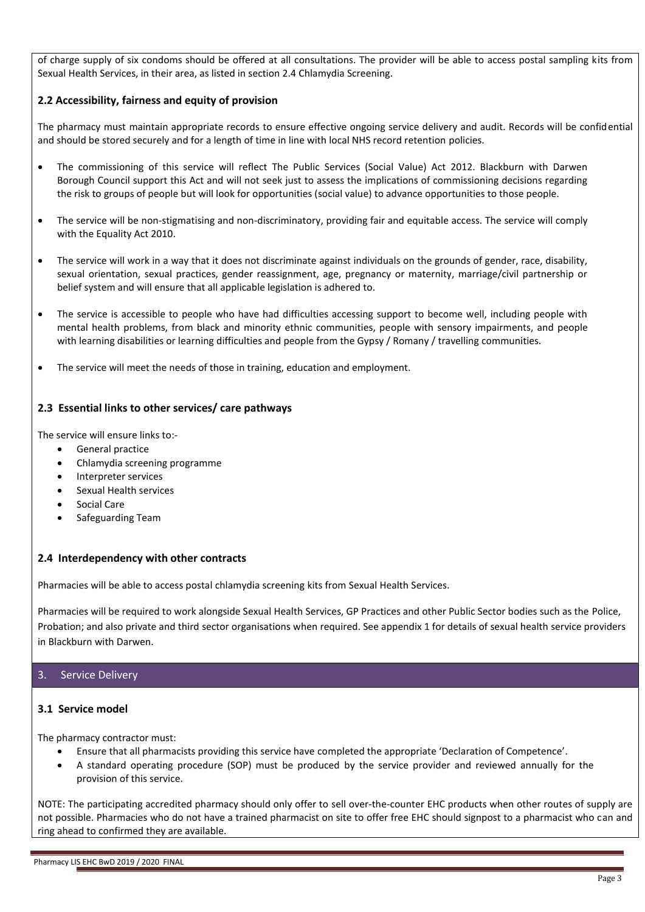of charge supply of six condoms should be offered at all consultations. The provider will be able to access postal sampling kits from Sexual Health Services, in their area, as listed in section 2.4 Chlamydia Screening.

### 2.2 Accessibility, fairness and equity of provision

The pharmacy must maintain appropriate records to ensure effective ongoing service delivery and audit. Records will be confidential and should be stored securely and for a length of time in line with local NHS record retention policies.

- The commissioning of this service will reflect The Public Services (Social Value) Act 2012. Blackburn with Darwen Borough Council support this Act and will not seek just to assess the implications of commissioning decisions regarding the risk to groups of people but will look for opportunities (social value) to advance opportunities to those people.
- The service will be non-stigmatising and non-discriminatory, providing fair and equitable access. The service will comply with the Equality Act 2010.
- The service will work in a way that it does not discriminate against individuals on the grounds of gender, race, disability, sexual orientation, sexual practices, gender reassignment, age, pregnancy or maternity, marriage/civil partnership or belief system and will ensure that all applicable legislation is adhered to.
- The service is accessible to people who have had difficulties accessing support to become well, including people with mental health problems, from black and minority ethnic communities, people with sensory impairments, and people with learning disabilities or learning difficulties and people from the Gypsy / Romany / travelling communities.
- The service will meet the needs of those in training, education and employment.

### 2.3 Essential links to other services/ care pathways

The service will ensure links to:-

- General practice
- Chlamydia screening programme
- Interpreter services
- Sexual Health services
- Social Care
- Safeguarding Team

### 2.4 Interdependency with other contracts

Pharmacies will be able to access postal chlamydia screening kits from Sexual Health Services.

Pharmacies will be required to work alongside Sexual Health Services, GP Practices and other Public Sector bodies such as the Police, Probation; and also private and third sector organisations when required. See appendix 1 for details of sexual health service providers in Blackburn with Darwen.

## 3. Service Delivery

### 3.1 Service model

The pharmacy contractor must:

- Ensure that all pharmacists providing this service have completed the appropriate 'Declaration of Competence'.
- A standard operating procedure (SOP) must be produced by the service provider and reviewed annually for the provision of this service.

NOTE: The participating accredited pharmacy should only offer to sell over-the-counter EHC products when other routes of supply are not possible. Pharmacies who do not have a trained pharmacist on site to offer free EHC should signpost to a pharmacist who can and ring ahead to confirmed they are available.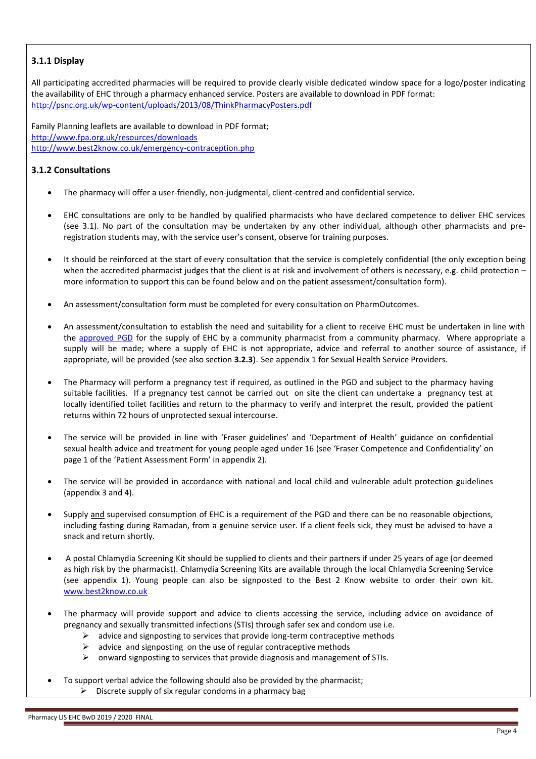### 3.1.1 Display

All participating accredited pharmacies will be required to provide clearly visible dedicated window space for a logo/poster indicating the availability of EHC through a pharmacy enhanced service. Posters are available to download in PDF format: http://psnc.org.uk/wp-content/uploads/2013/08/ThinkPharmacyPosters.pdf

Family Planning leaflets are available to download in PDF format;
http://www.fpa.org.uk/resources/downloads
http://www.best2know.co.uk/emergency-contraception.php

### 3.1.2 Consultations

- The pharmacy will offer a user-friendly, non-judgmental, client-centred and confidential service.
- EHC consultations are only to be handled by qualified pharmacists who have declared competence to deliver EHC services (see 3.1). No part of the consultation may be undertaken by any other individual, although other pharmacists and pre-registration students may, with the service user's consent, observe for training purposes.
- It should be reinforced at the start of every consultation that the service is completely confidential (the only exception being when the accredited pharmacist judges that the client is at risk and involvement of others is necessary, e.g. child protection – more information to support this can be found below and on the patient assessment/consultation form).
- An assessment/consultation form must be completed for every consultation on PharmOutcomes.
- An assessment/consultation to establish the need and suitability for a client to receive EHC must be undertaken in line with the approved PGD for the supply of EHC by a community pharmacist from a community pharmacy. Where appropriate a supply will be made; where a supply of EHC is not appropriate, advice and referral to another source of assistance, if appropriate, will be provided (see also section **3.2.3**). See appendix 1 for Sexual Health Service Providers.
- The Pharmacy will perform a pregnancy test if required, as outlined in the PGD and subject to the pharmacy having suitable facilities. If a pregnancy test cannot be carried out on site the client can undertake a pregnancy test at locally identified toilet facilities and return to the pharmacy to verify and interpret the result, provided the patient returns within 72 hours of unprotected sexual intercourse.
- The service will be provided in line with 'Fraser guidelines' and 'Department of Health' guidance on confidential sexual health advice and treatment for young people aged under 16 (see 'Fraser Competence and Confidentiality' on page 1 of the 'Patient Assessment Form' in appendix 2).
- The service will be provided in accordance with national and local child and vulnerable adult protection guidelines (appendix 3 and 4).
- Supply <u>and</u> supervised consumption of EHC is a requirement of the PGD and there can be no reasonable objections, including fasting during Ramadan, from a genuine service user. If a client feels sick, they must be advised to have a snack and return shortly.
- A postal Chlamydia Screening Kit should be supplied to clients and their partners if under 25 years of age (or deemed as high risk by the pharmacist). Chlamydia Screening Kits are available through the local Chlamydia Screening Service (see appendix 1). Young people can also be signposted to the Best 2 Know website to order their own kit. www.best2know.co.uk
- The pharmacy will provide support and advice to clients accessing the service, including advice on avoidance of pregnancy and sexually transmitted infections (STIs) through safer sex and condom use i.e.
  - advice and signposting to services that provide long-term contraceptive methods
  - advice and signposting on the use of regular contraceptive methods
  - onward signposting to services that provide diagnosis and management of STIs.
- To support verbal advice the following should also be provided by the pharmacist;
  - Discrete supply of six regular condoms in a pharmacy bag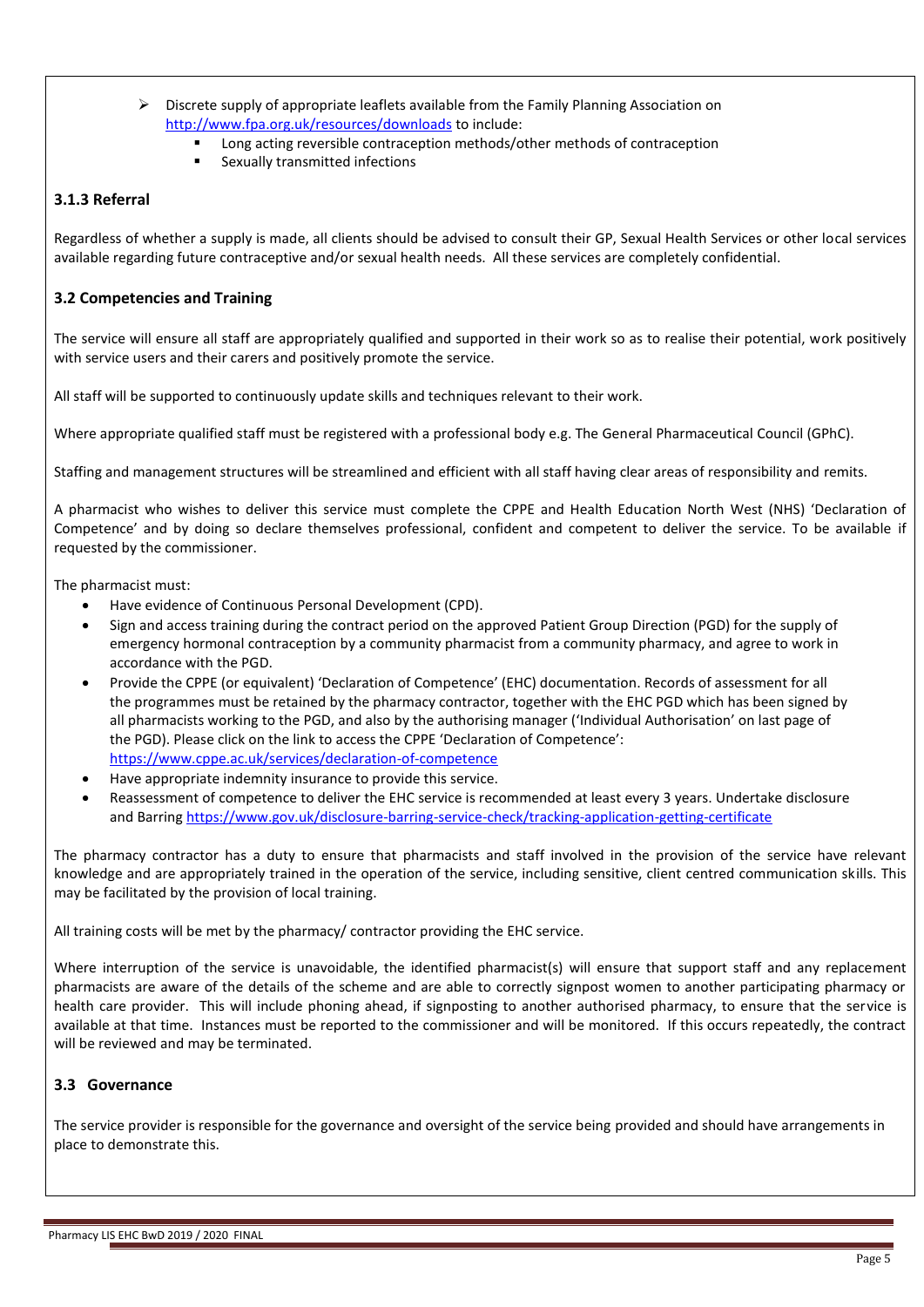- Discrete supply of appropriate leaflets available from the Family Planning Association on http://www.fpa.org.uk/resources/downloads to include:
  - Long acting reversible contraception methods/other methods of contraception
  - Sexually transmitted infections

### 3.1.3 Referral

Regardless of whether a supply is made, all clients should be advised to consult their GP, Sexual Health Services or other local services available regarding future contraceptive and/or sexual health needs. All these services are completely confidential.

### 3.2 Competencies and Training

The service will ensure all staff are appropriately qualified and supported in their work so as to realise their potential, work positively with service users and their carers and positively promote the service.

All staff will be supported to continuously update skills and techniques relevant to their work.

Where appropriate qualified staff must be registered with a professional body e.g. The General Pharmaceutical Council (GPhC).

Staffing and management structures will be streamlined and efficient with all staff having clear areas of responsibility and remits.

A pharmacist who wishes to deliver this service must complete the CPPE and Health Education North West (NHS) 'Declaration of Competence' and by doing so declare themselves professional, confident and competent to deliver the service. To be available if requested by the commissioner.

The pharmacist must:

- Have evidence of Continuous Personal Development (CPD).
- Sign and access training during the contract period on the approved Patient Group Direction (PGD) for the supply of emergency hormonal contraception by a community pharmacist from a community pharmacy, and agree to work in accordance with the PGD.
- Provide the CPPE (or equivalent) 'Declaration of Competence' (EHC) documentation. Records of assessment for all the programmes must be retained by the pharmacy contractor, together with the EHC PGD which has been signed by all pharmacists working to the PGD, and also by the authorising manager ('Individual Authorisation' on last page of the PGD). Please click on the link to access the CPPE 'Declaration of Competence': https://www.cppe.ac.uk/services/declaration-of-competence
- Have appropriate indemnity insurance to provide this service.
- Reassessment of competence to deliver the EHC service is recommended at least every 3 years. Undertake disclosure and Barring https://www.gov.uk/disclosure-barring-service-check/tracking-application-getting-certificate

The pharmacy contractor has a duty to ensure that pharmacists and staff involved in the provision of the service have relevant knowledge and are appropriately trained in the operation of the service, including sensitive, client centred communication skills. This may be facilitated by the provision of local training.

All training costs will be met by the pharmacy/ contractor providing the EHC service.

Where interruption of the service is unavoidable, the identified pharmacist(s) will ensure that support staff and any replacement pharmacists are aware of the details of the scheme and are able to correctly signpost women to another participating pharmacy or health care provider. This will include phoning ahead, if signposting to another authorised pharmacy, to ensure that the service is available at that time. Instances must be reported to the commissioner and will be monitored. If this occurs repeatedly, the contract will be reviewed and may be terminated.

### 3.3 Governance

The service provider is responsible for the governance and oversight of the service being provided and should have arrangements in place to demonstrate this.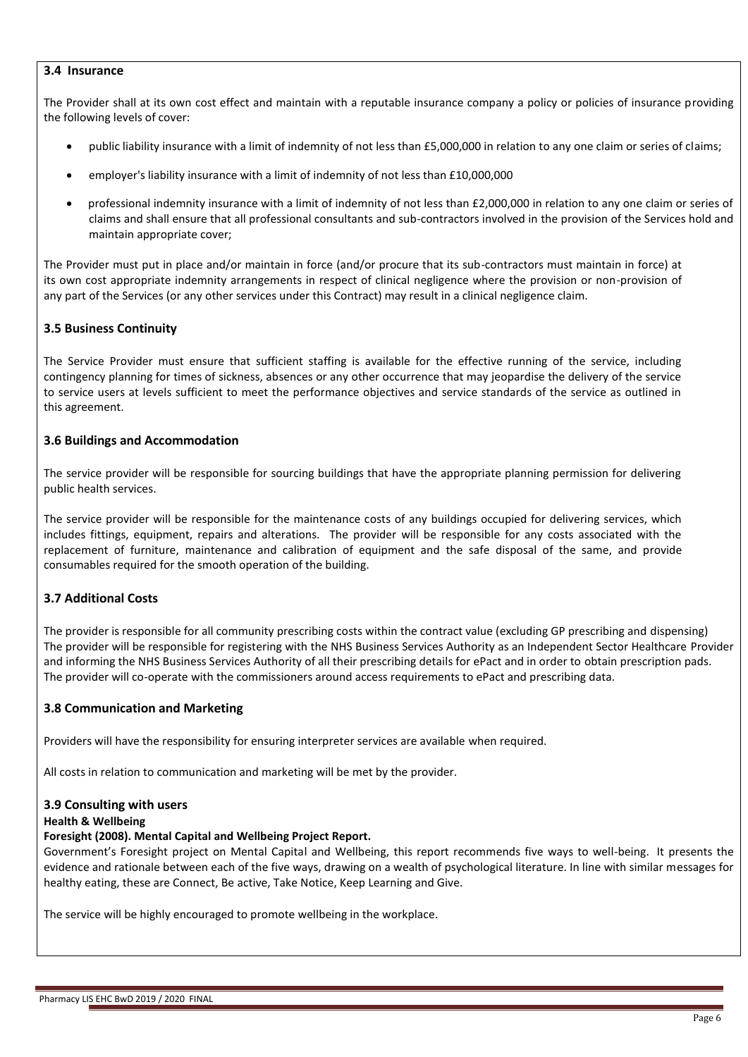### 3.4 Insurance

The Provider shall at its own cost effect and maintain with a reputable insurance company a policy or policies of insurance providing the following levels of cover:

- public liability insurance with a limit of indemnity of not less than £5,000,000 in relation to any one claim or series of claims;
- employer's liability insurance with a limit of indemnity of not less than £10,000,000
- professional indemnity insurance with a limit of indemnity of not less than £2,000,000 in relation to any one claim or series of claims and shall ensure that all professional consultants and sub-contractors involved in the provision of the Services hold and maintain appropriate cover;

The Provider must put in place and/or maintain in force (and/or procure that its sub-contractors must maintain in force) at its own cost appropriate indemnity arrangements in respect of clinical negligence where the provision or non-provision of any part of the Services (or any other services under this Contract) may result in a clinical negligence claim.

### 3.5 Business Continuity

The Service Provider must ensure that sufficient staffing is available for the effective running of the service, including contingency planning for times of sickness, absences or any other occurrence that may jeopardise the delivery of the service to service users at levels sufficient to meet the performance objectives and service standards of the service as outlined in this agreement.

### 3.6 Buildings and Accommodation

The service provider will be responsible for sourcing buildings that have the appropriate planning permission for delivering public health services.

The service provider will be responsible for the maintenance costs of any buildings occupied for delivering services, which includes fittings, equipment, repairs and alterations. The provider will be responsible for any costs associated with the replacement of furniture, maintenance and calibration of equipment and the safe disposal of the same, and provide consumables required for the smooth operation of the building.

### 3.7 Additional Costs

The provider is responsible for all community prescribing costs within the contract value (excluding GP prescribing and dispensing) The provider will be responsible for registering with the NHS Business Services Authority as an Independent Sector Healthcare Provider and informing the NHS Business Services Authority of all their prescribing details for ePact and in order to obtain prescription pads. The provider will co-operate with the commissioners around access requirements to ePact and prescribing data.

### 3.8 Communication and Marketing

Providers will have the responsibility for ensuring interpreter services are available when required.

All costs in relation to communication and marketing will be met by the provider.

### 3.9 Consulting with users

**Health & Wellbeing**

**Foresight (2008). Mental Capital and Wellbeing Project Report.**

Government's Foresight project on Mental Capital and Wellbeing, this report recommends five ways to well-being. It presents the evidence and rationale between each of the five ways, drawing on a wealth of psychological literature. In line with similar messages for healthy eating, these are Connect, Be active, Take Notice, Keep Learning and Give.

The service will be highly encouraged to promote wellbeing in the workplace.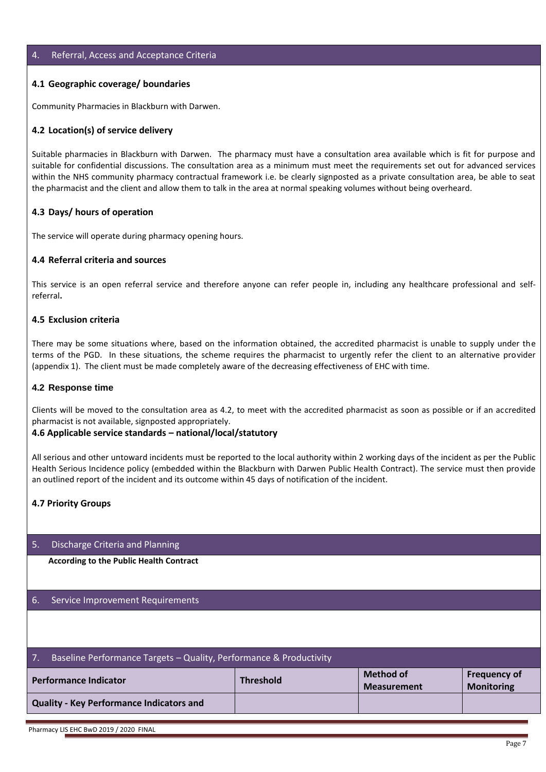## 4. Referral, Access and Acceptance Criteria

### 4.1 Geographic coverage/ boundaries

Community Pharmacies in Blackburn with Darwen.

### 4.2 Location(s) of service delivery

Suitable pharmacies in Blackburn with Darwen. The pharmacy must have a consultation area available which is fit for purpose and suitable for confidential discussions. The consultation area as a minimum must meet the requirements set out for advanced services within the NHS community pharmacy contractual framework i.e. be clearly signposted as a private consultation area, be able to seat the pharmacist and the client and allow them to talk in the area at normal speaking volumes without being overheard.

### 4.3 Days/ hours of operation

The service will operate during pharmacy opening hours.

### 4.4 Referral criteria and sources

This service is an open referral service and therefore anyone can refer people in, including any healthcare professional and self-referral**.**

### 4.5 Exclusion criteria

There may be some situations where, based on the information obtained, the accredited pharmacist is unable to supply under the terms of the PGD. In these situations, the scheme requires the pharmacist to urgently refer the client to an alternative provider (appendix 1). The client must be made completely aware of the decreasing effectiveness of EHC with time.

### 4.2 Response time

Clients will be moved to the consultation area as 4.2, to meet with the accredited pharmacist as soon as possible or if an accredited pharmacist is not available, signposted appropriately.

### 4.6 Applicable service standards – national/local/statutory

All serious and other untoward incidents must be reported to the local authority within 2 working days of the incident as per the Public Health Serious Incidence policy (embedded within the Blackburn with Darwen Public Health Contract). The service must then provide an outlined report of the incident and its outcome within 45 days of notification of the incident.

### 4.7 Priority Groups

## 5. Discharge Criteria and Planning

**According to the Public Health Contract**

## 6. Service Improvement Requirements

## 7. Baseline Performance Targets – Quality, Performance & Productivity

| Performance Indicator | Threshold | Method of Measurement | Frequency of Monitoring |
|---|---|---|---|
| **Quality - Key Performance Indicators and** | | | |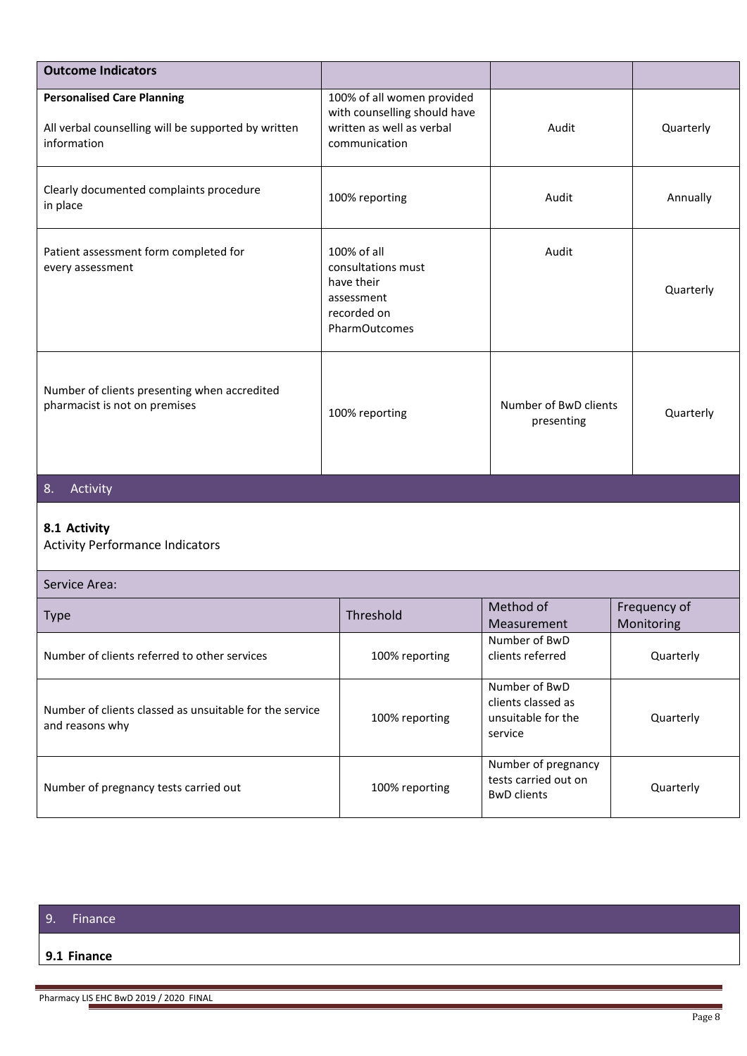| Outcome Indicators | | | |
|---|---|---|---|
| **Personalised Care Planning**<br><br>All verbal counselling will be supported by written information | 100% of all women provided with counselling should have written as well as verbal communication | Audit | Quarterly |
| Clearly documented complaints procedure in place | 100% reporting | Audit | Annually |
| Patient assessment form completed for every assessment | 100% of all consultations must have their assessment recorded on PharmOutcomes | Audit | Quarterly |
| Number of clients presenting when accredited pharmacist is not on premises | 100% reporting | Number of BwD clients presenting | Quarterly |

## 8. Activity

### 8.1 Activity

Activity Performance Indicators

| Service Area: | | | |
|---|---|---|---|
| Type | Threshold | Method of Measurement | Frequency of Monitoring |
| Number of clients referred to other services | 100% reporting | Number of BwD clients referred | Quarterly |
| Number of clients classed as unsuitable for the service and reasons why | 100% reporting | Number of BwD clients classed as unsuitable for the service | Quarterly |
| Number of pregnancy tests carried out | 100% reporting | Number of pregnancy tests carried out on BwD clients | Quarterly |

## 9. Finance

### 9.1 Finance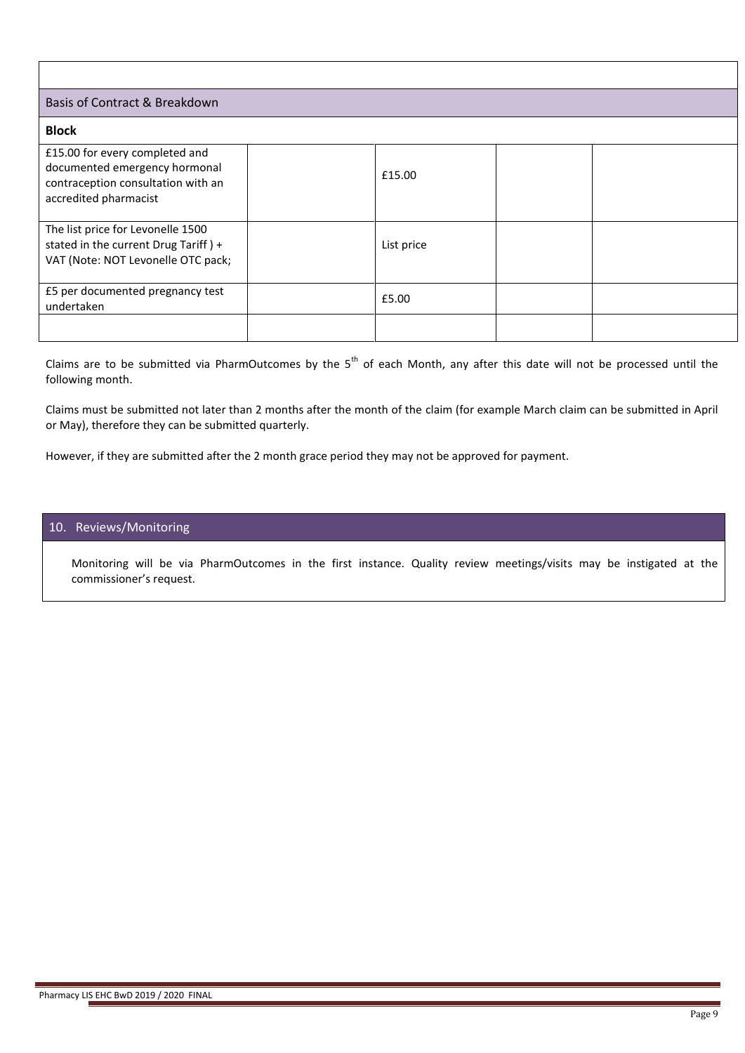## Basis of Contract & Breakdown

**Block**

| | | | | |
|---|---|---|---|---|
| £15.00 for every completed and documented emergency hormonal contraception consultation with an accredited pharmacist | | £15.00 | | |
| The list price for Levonelle 1500 stated in the current Drug Tariff ) + VAT (Note: NOT Levonelle OTC pack; | | List price | | |
| £5 per documented pregnancy test undertaken | | £5.00 | | |
| | | | | |

Claims are to be submitted via PharmOutcomes by the 5th of each Month, any after this date will not be processed until the following month.

Claims must be submitted not later than 2 months after the month of the claim (for example March claim can be submitted in April or May), therefore they can be submitted quarterly.

However, if they are submitted after the 2 month grace period they may not be approved for payment.

## 10. Reviews/Monitoring

Monitoring will be via PharmOutcomes in the first instance. Quality review meetings/visits may be instigated at the commissioner's request.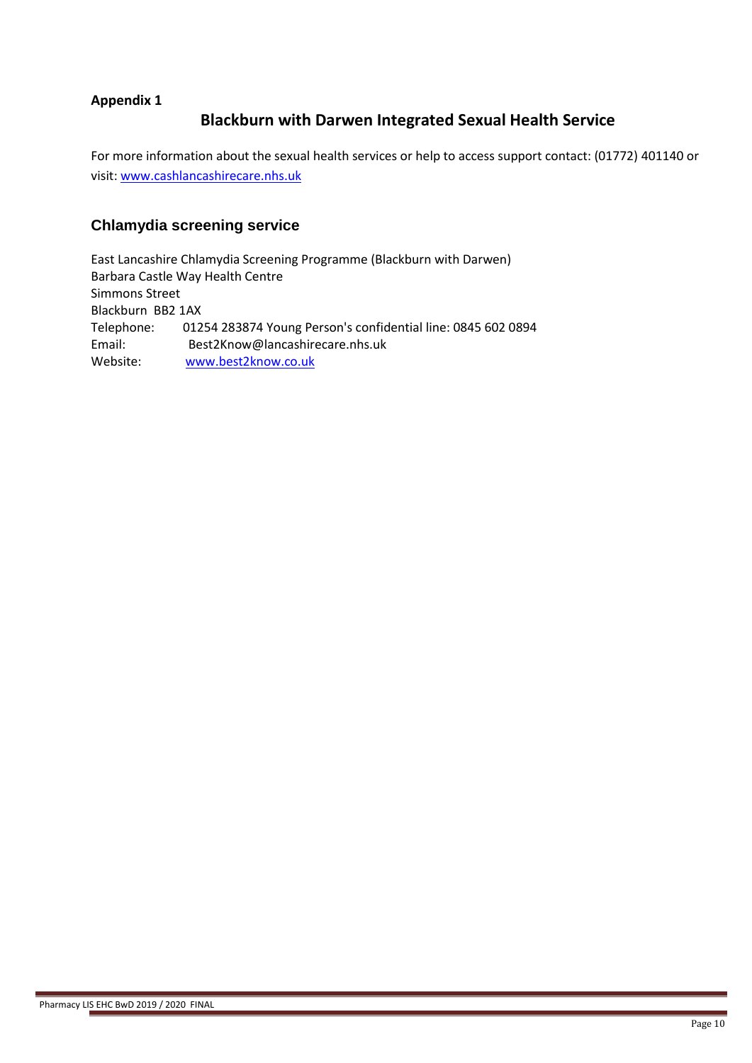**Appendix 1**

# Blackburn with Darwen Integrated Sexual Health Service

For more information about the sexual health services or help to access support contact: (01772) 401140 or visit: www.cashlancashirecare.nhs.uk

## Chlamydia screening service

East Lancashire Chlamydia Screening Programme (Blackburn with Darwen)
Barbara Castle Way Health Centre
Simmons Street
Blackburn BB2 1AX
Telephone: 01254 283874 Young Person's confidential line: 0845 602 0894
Email: Best2Know@lancashirecare.nhs.uk
Website: www.best2know.co.uk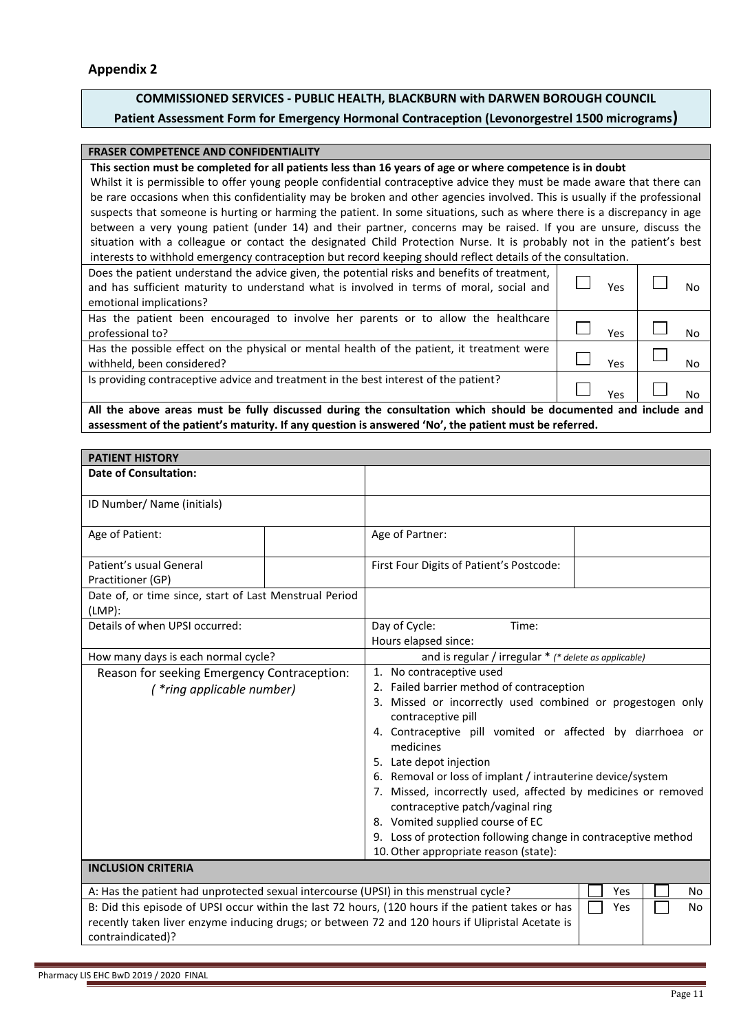## Appendix 2

**COMMISSIONED SERVICES - PUBLIC HEALTH, BLACKBURN with DARWEN BOROUGH COUNCIL**

**Patient Assessment Form for Emergency Hormonal Contraception (Levonorgestrel 1500 micrograms)**

| FRASER COMPETENCE AND CONFIDENTIALITY | | |
|---|---|---|
| **This section must be completed for all patients less than 16 years of age or where competence is in doubt** Whilst it is permissible to offer young people confidential contraceptive advice they must be made aware that there can be rare occasions when this confidentiality may be broken and other agencies involved. This is usually if the professional suspects that someone is hurting or harming the patient. In some situations, such as where there is a discrepancy in age between a very young patient (under 14) and their partner, concerns may be raised. If you are unsure, discuss the situation with a colleague or contact the designated Child Protection Nurse. It is probably not in the patient's best interests to withhold emergency contraception but record keeping should reflect details of the consultation. | | |
| Does the patient understand the advice given, the potential risks and benefits of treatment, and has sufficient maturity to understand what is involved in terms of moral, social and emotional implications? | ☐ Yes | ☐ No |
| Has the patient been encouraged to involve her parents or to allow the healthcare professional to? | ☐ Yes | ☐ No |
| Has the possible effect on the physical or mental health of the patient, it treatment were withheld, been considered? | ☐ Yes | ☐ No |
| Is providing contraceptive advice and treatment in the best interest of the patient? | ☐ Yes | ☐ No |
| **All the above areas must be fully discussed during the consultation which should be documented and include and assessment of the patient's maturity. If any question is answered 'No', the patient must be referred.** | | |

| PATIENT HISTORY | | | |
|---|---|---|---|
| **Date of Consultation:** | | | |
| ID Number/ Name (initials) | | | |
| Age of Patient: | | Age of Partner: | |
| Patient's usual General Practitioner (GP) | | First Four Digits of Patient's Postcode: | |
| Date of, or time since, start of Last Menstrual Period (LMP): | | | |
| Details of when UPSI occurred: | | Day of Cycle: Time: <br> Hours elapsed since: | |
| How many days is each normal cycle? | | and is regular / irregular * *(* delete as applicable)* | |
| Reason for seeking Emergency Contraception: *( *ring applicable number)* | | 1. No contraceptive used <br> 2. Failed barrier method of contraception <br> 3. Missed or incorrectly used combined or progestogen only contraceptive pill <br> 4. Contraceptive pill vomited or affected by diarrhoea or medicines <br> 5. Late depot injection <br> 6. Removal or loss of implant / intrauterine device/system <br> 7. Missed, incorrectly used, affected by medicines or removed contraceptive patch/vaginal ring <br> 8. Vomited supplied course of EC <br> 9. Loss of protection following change in contraceptive method <br> 10. Other appropriate reason (state): | |

| INCLUSION CRITERIA | | |
|---|---|---|
| A: Has the patient had unprotected sexual intercourse (UPSI) in this menstrual cycle? | ☐ Yes | ☐ No |
| B: Did this episode of UPSI occur within the last 72 hours, (120 hours if the patient takes or has recently taken liver enzyme inducing drugs; or between 72 and 120 hours if Ulipristal Acetate is contraindicated)? | ☐ Yes | ☐ No |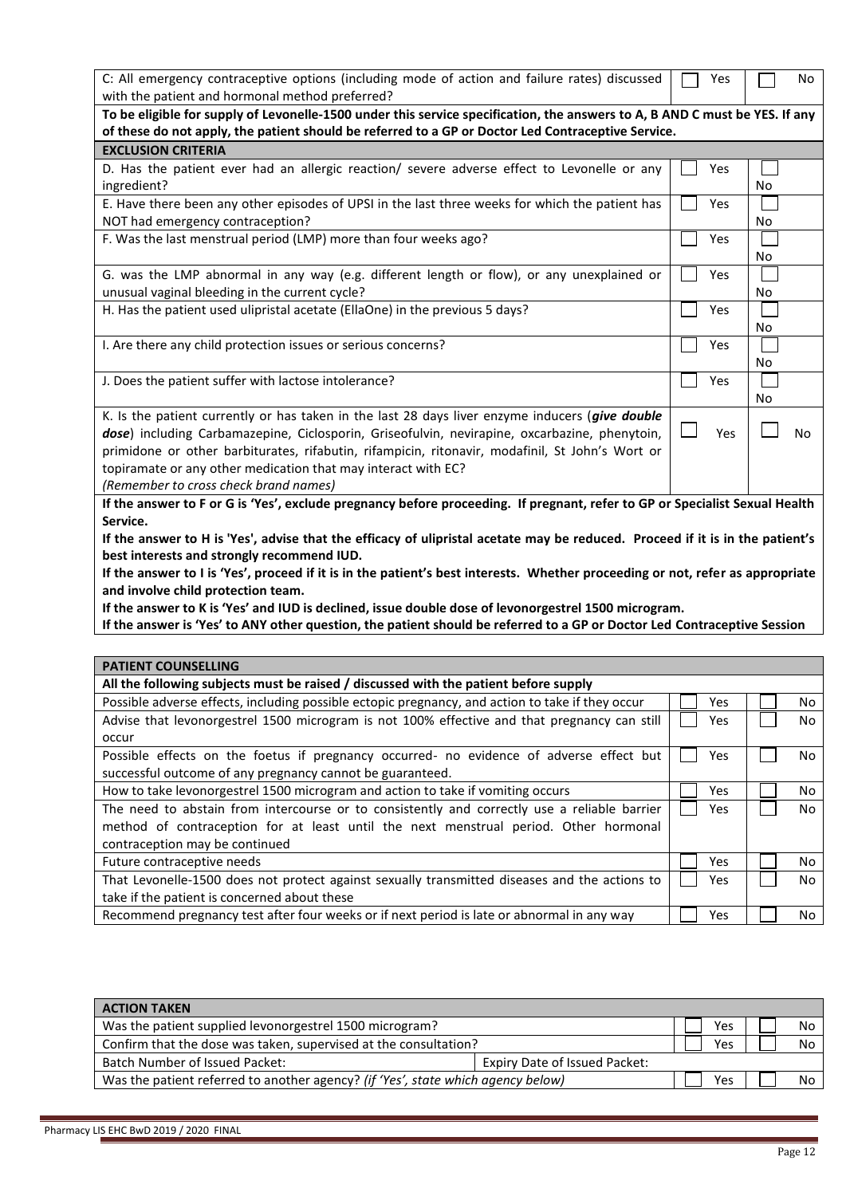| | | |
|---|---|---|
| C: All emergency contraceptive options (including mode of action and failure rates) discussed with the patient and hormonal method preferred? | Yes | No |

**To be eligible for supply of Levonelle-1500 under this service specification, the answers to A, B AND C must be YES. If any of these do not apply, the patient should be referred to a GP or Doctor Led Contraceptive Service.**

| EXCLUSION CRITERIA | | |
|---|---|---|
| D. Has the patient ever had an allergic reaction/ severe adverse effect to Levonelle or any ingredient? | Yes | No |
| E. Have there been any other episodes of UPSI in the last three weeks for which the patient has NOT had emergency contraception? | Yes | No |
| F. Was the last menstrual period (LMP) more than four weeks ago? | Yes | No |
| G. was the LMP abnormal in any way (e.g. different length or flow), or any unexplained or unusual vaginal bleeding in the current cycle? | Yes | No |
| H. Has the patient used ulipristal acetate (EllaOne) in the previous 5 days? | Yes | No |
| I. Are there any child protection issues or serious concerns? | Yes | No |
| J. Does the patient suffer with lactose intolerance? | Yes | No |
| K. Is the patient currently or has taken in the last 28 days liver enzyme inducers (***give double dose***) including Carbamazepine, Ciclosporin, Griseofulvin, nevirapine, oxcarbazine, phenytoin, primidone or other barbiturates, rifabutin, rifampicin, ritonavir, modafinil, St John's Wort or topiramate or any other medication that may interact with EC? *(Remember to cross check brand names)* | Yes | No |

**If the answer to F or G is 'Yes', exclude pregnancy before proceeding. If pregnant, refer to GP or Specialist Sexual Health Service.**

**If the answer to H is 'Yes', advise that the efficacy of ulipristal acetate may be reduced. Proceed if it is in the patient's best interests and strongly recommend IUD.**

**If the answer to I is 'Yes', proceed if it is in the patient's best interests. Whether proceeding or not, refer as appropriate and involve child protection team.**

**If the answer to K is 'Yes' and IUD is declined, issue double dose of levonorgestrel 1500 microgram.**

**If the answer is 'Yes' to ANY other question, the patient should be referred to a GP or Doctor Led Contraceptive Session**

| PATIENT COUNSELLING | | |
|---|---|---|
| **All the following subjects must be raised / discussed with the patient before supply** | | |
| Possible adverse effects, including possible ectopic pregnancy, and action to take if they occur | Yes | No |
| Advise that levonorgestrel 1500 microgram is not 100% effective and that pregnancy can still occur | Yes | No |
| Possible effects on the foetus if pregnancy occurred- no evidence of adverse effect but successful outcome of any pregnancy cannot be guaranteed. | Yes | No |
| How to take levonorgestrel 1500 microgram and action to take if vomiting occurs | Yes | No |
| The need to abstain from intercourse or to consistently and correctly use a reliable barrier method of contraception for at least until the next menstrual period. Other hormonal contraception may be continued | Yes | No |
| Future contraceptive needs | Yes | No |
| That Levonelle-1500 does not protect against sexually transmitted diseases and the actions to take if the patient is concerned about these | Yes | No |
| Recommend pregnancy test after four weeks or if next period is late or abnormal in any way | Yes | No |

| ACTION TAKEN | | | |
|---|---|---|---|
| Was the patient supplied levonorgestrel 1500 microgram? | | Yes | No |
| Confirm that the dose was taken, supervised at the consultation? | | Yes | No |
| Batch Number of Issued Packet: | Expiry Date of Issued Packet: | | |
| Was the patient referred to another agency? *(if 'Yes', state which agency below)* | | Yes | No |

Pharmacy LIS EHC BwD 2019 / 2020 FINAL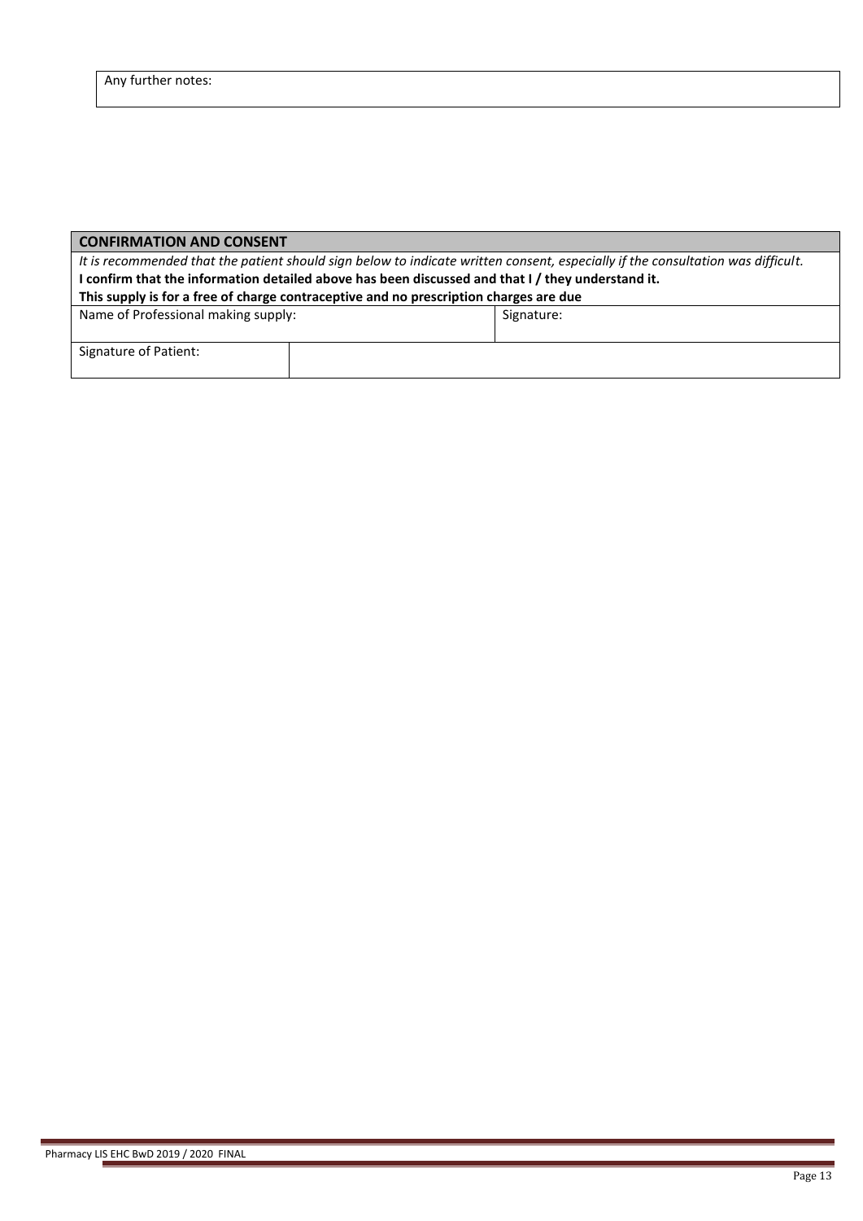| Any further notes: |
|---|

| **CONFIRMATION AND CONSENT** | | |
|---|---|---|
| *It is recommended that the patient should sign below to indicate written consent, especially if the consultation was difficult.* **I confirm that the information detailed above has been discussed and that I / they understand it. This supply is for a free of charge contraceptive and no prescription charges are due** | | |
| Name of Professional making supply: | | Signature: |
| Signature of Patient: | | |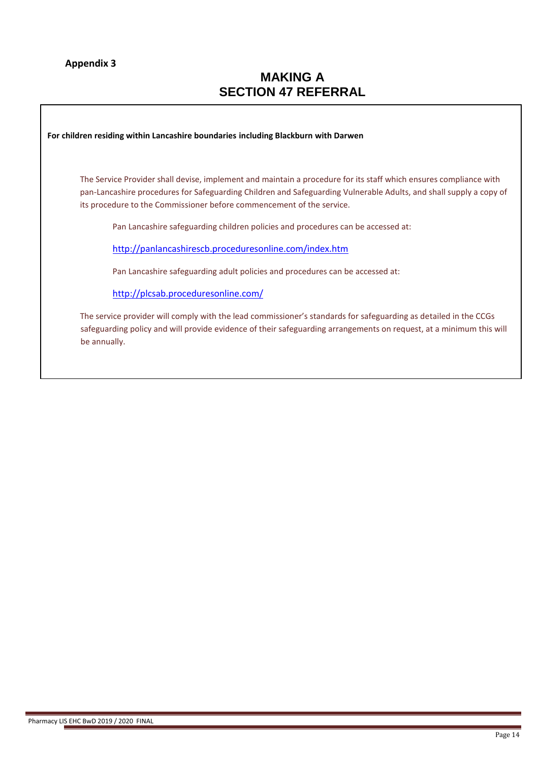**Appendix 3**

# MAKING A SECTION 47 REFERRAL

**For children residing within Lancashire boundaries including Blackburn with Darwen**

The Service Provider shall devise, implement and maintain a procedure for its staff which ensures compliance with pan-Lancashire procedures for Safeguarding Children and Safeguarding Vulnerable Adults, and shall supply a copy of its procedure to the Commissioner before commencement of the service.

Pan Lancashire safeguarding children policies and procedures can be accessed at:

http://panlancashirescb.proceduresonline.com/index.htm

Pan Lancashire safeguarding adult policies and procedures can be accessed at:

http://plcsab.proceduresonline.com/

The service provider will comply with the lead commissioner's standards for safeguarding as detailed in the CCGs safeguarding policy and will provide evidence of their safeguarding arrangements on request, at a minimum this will be annually.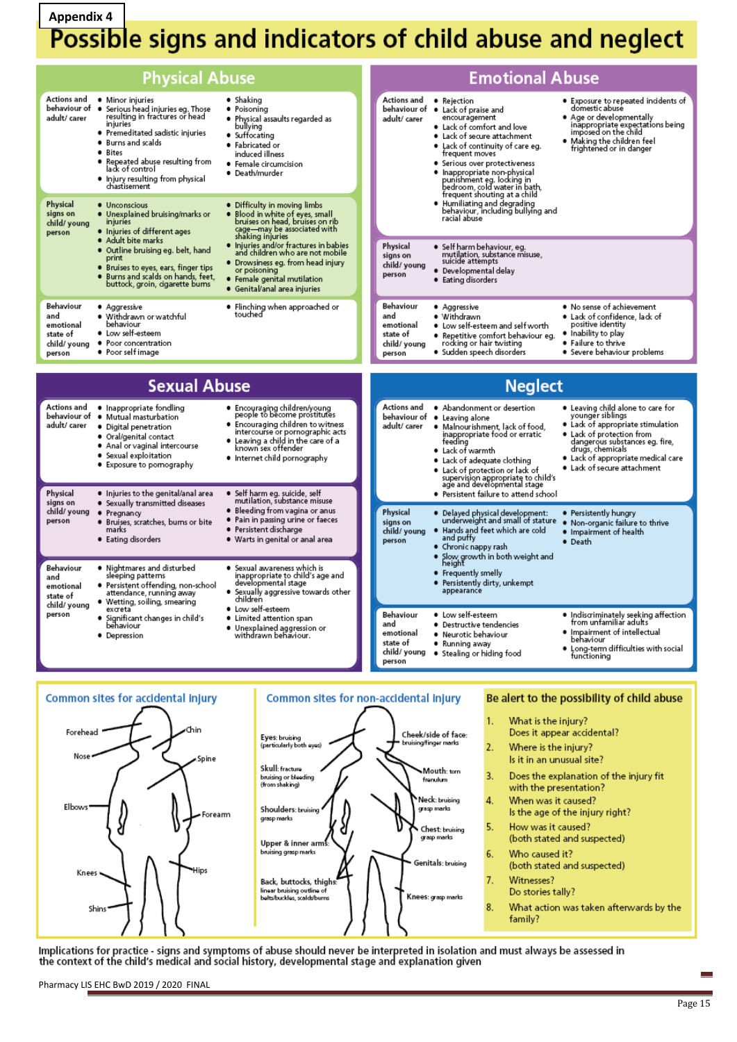Appendix 4

# Possible signs and indicators of child abuse and neglect

## Physical Abuse

**Actions and behaviour of adult/ carer**

- Minor injuries
- Serious head injuries eg. Those resulting in fractures or head injuries
- Premeditated sadistic injuries
- Burns and scalds
- Bites
- Repeated abuse resulting from lack of control
- Injury resulting from physical chastisement
- Shaking
- Poisoning
- Physical assaults regarded as bullying
- Suffocating
- Fabricated or induced illness
- Female circumcision
- Death/murder

**Physical signs on child/ young person**

- Unconscious
- Unexplained bruising/marks or injuries
- Injuries of different ages
- Adult bite marks
- Outline bruising eg. belt, hand print
- Bruises to eyes, ears, finger tips
- Burns and scalds on hands, feet, buttock, groin, cigarette burns
- Difficulty in moving limbs
- Blood in white of eyes, small bruises on head, bruises on rib cage—may be associated with shaking injuries
- Injuries and/or fractures in babies and children who are not mobile
- Drowsiness eg. from head injury or poisoning
- Female genital mutilation
- Genital/anal area injuries

**Behaviour and emotional state of child/ young person**

- Aggressive
- Withdrawn or watchful behaviour
- Low self-esteem
- Poor concentration
- Poor self image
- Flinching when approached or touched

## Emotional Abuse

**Actions and behaviour of adult/ carer**

- Rejection
- Lack of praise and encouragement
- Lack of comfort and love
- Lack of secure attachment
- Lack of continuity of care eg. frequent moves
- Serious over protectiveness
- Inappropriate non-physical punishment eg. locking in bedroom, cold water in bath, frequent shouting at a child
- Humiliating and degrading behaviour, including bullying and racial abuse
- Exposure to repeated incidents of domestic abuse
- Age or developmentally inappropriate expectations being imposed on the child
- Making the children feel frightened or in danger

**Physical signs on child/ young person**

- Self harm behaviour, eg. mutilation, substance misuse, suicide attempts
- Developmental delay
- Eating disorders

**Behaviour and emotional state of child/ young person**

- Aggressive
- Withdrawn
- Low self-esteem and self worth
- Repetitive comfort behaviour eg. rocking or hair twisting
- Sudden speech disorders
- No sense of achievement
- Lack of confidence, lack of positive identity
- Inability to play
- Failure to thrive
- Severe behaviour problems

## Sexual Abuse

**Actions and behaviour of adult/ carer**

- Inappropriate fondling
- Mutual masturbation
- Digital penetration
- Oral/genital contact
- Anal or vaginal intercourse
- Sexual exploitation
- Exposure to pornography
- Encouraging children/young people to become prostitutes
- Encouraging children to witness intercourse or pornographic acts
- Leaving a child in the care of a known sex offender
- Internet child pornography

**Physical signs on child/ young person**

- Injuries to the genital/anal area
- Sexually transmitted diseases
- Pregnancy
- Bruises, scratches, burns or bite marks
- Eating disorders
- Self harm eg. suicide, self mutilation, substance misuse
- Bleeding from vagina or anus
- Pain in passing urine or faeces
- Persistent discharge
- Warts in genital or anal area

**Behaviour and emotional state of child/ young person**

- Nightmares and disturbed sleeping patterns
- Persistent offending, non-school attendance, running away
- Wetting, soiling, smearing excreta
- Significant changes in child's behaviour
- Depression
- Sexual awareness which is inappropriate to child's age and developmental stage
- Sexually aggressive towards other children
- Low self-esteem
- Limited attention span
- Unexplained aggression or withdrawn behaviour.

## Neglect

**Actions and behaviour of adult/ carer**

- Abandonment or desertion
- Leaving alone
- Malnourishment, lack of food, inappropriate food or erratic feeding
- Lack of warmth
- Lack of adequate clothing
- Lack of protection or lack of supervision appropriate to child's age and developmental stage
- Persistent failure to attend school
- Leaving child alone to care for younger siblings
- Lack of appropriate stimulation
- Lack of protection from dangerous substances eg. fire, drugs, chemicals
- Lack of appropriate medical care
- Lack of secure attachment

**Physical signs on child/ young person**

- Delayed physical development: underweight and small of stature
- Hands and feet which are cold and puffy
- Chronic nappy rash
- Slow growth in both weight and height
- Frequently smelly
- Persistently dirty, unkempt appearance
- Persistently hungry
- Non-organic failure to thrive
- Impairment of health
- Death

**Behaviour and emotional state of child/ young person**

- Low self-esteem
- Destructive tendencies
- Neurotic behaviour
- Running away
- Stealing or hiding food
- Indiscriminately seeking affection from unfamiliar adults
- Impairment of intellectual behaviour
- Long-term difficulties with social functioning

## Common sites for accidental injury

Forehead
Chin
Nose
Spine
Elbows
Forearm
Knees
Hips
Shins

## Common sites for non-accidental injury

Eyes: bruising (particularly both eyes)
Skull: fracture bruising or bleeding (from shaking)
Shoulders: bruising grasp marks
Upper & inner arms: bruising grasp marks
Back, buttocks, thighs: linear bruising outline of belts/buckles, scalds/burns
Cheek/side of face: bruising/finger marks
Mouth: torn frenulum
Neck: bruising grasp marks
Chest: bruising grasp marks
Genitals: bruising
Knees: grasp marks

## Be alert to the possibility of child abuse

1. What is the injury? Does it appear accidental?
2. Where is the injury? Is it in an unusual site?
3. Does the explanation of the injury fit with the presentation?
4. When was it caused? Is the age of the injury right?
5. How was it caused? (both stated and suspected)
6. Who caused it? (both stated and suspected)
7. Witnesses? Do stories tally?
8. What action was taken afterwards by the family?

Implications for practice - signs and symptoms of abuse should never be interpreted in isolation and must always be assessed in the context of the child's medical and social history, developmental stage and explanation given

Pharmacy LIS EHC BwD 2019 / 2020 FINAL